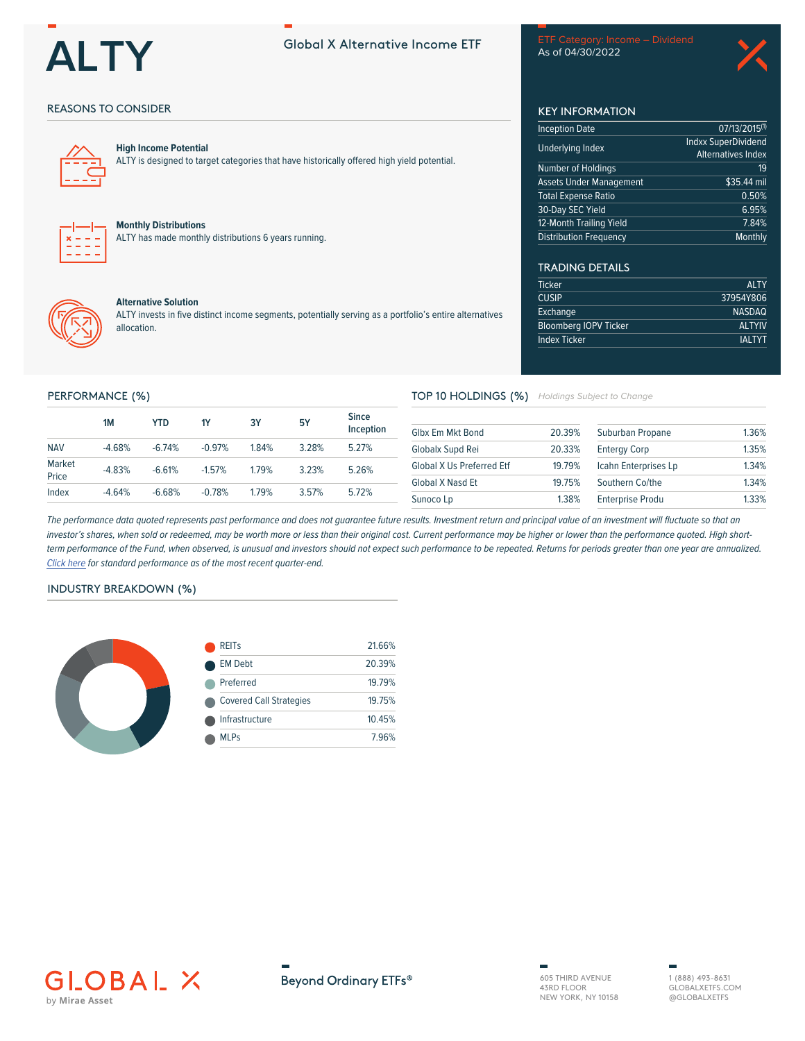# ALTY

Global X Alternative Income ETF

ETF Category: Income – Dividend
As of 04/30/2022

## REASONS TO CONSIDER

**High Income Potential**
ALTY is designed to target categories that have historically offered high yield potential.

**Monthly Distributions**
ALTY has made monthly distributions 6 years running.

**Alternative Solution**
ALTY invests in five distinct income segments, potentially serving as a portfolio's entire alternatives allocation.

## KEY INFORMATION

| | |
|---|---|
| Inception Date | 07/13/2015[1] |
| Underlying Index | Indxx SuperDividend Alternatives Index |
| Number of Holdings | 19 |
| Assets Under Management | $35.44 mil |
| Total Expense Ratio | 0.50% |
| 30-Day SEC Yield | 6.95% |
| 12-Month Trailing Yield | 7.84% |
| Distribution Frequency | Monthly |

## TRADING DETAILS

| | |
|---|---|
| Ticker | ALTY |
| CUSIP | 37954Y806 |
| Exchange | NASDAQ |
| Bloomberg IOPV Ticker | ALTYIV |
| Index Ticker | IALTYT |

## PERFORMANCE (%)

| | 1M | YTD | 1Y | 3Y | 5Y | Since Inception |
|---|---|---|---|---|---|---|
| NAV | -4.68% | -6.74% | -0.97% | 1.84% | 3.28% | 5.27% |
| Market Price | -4.83% | -6.61% | -1.57% | 1.79% | 3.23% | 5.26% |
| Index | -4.64% | -6.68% | -0.78% | 1.79% | 3.57% | 5.72% |

## TOP 10 HOLDINGS (%)

*Holdings Subject to Change*

| | | | |
|---|---|---|---|
| Glbx Em Mkt Bond | 20.39% | Suburban Propane | 1.36% |
| Globalx Supd Rei | 20.33% | Entergy Corp | 1.35% |
| Global X Us Preferred Etf | 19.79% | Icahn Enterprises Lp | 1.34% |
| Global X Nasd Et | 19.75% | Southern Co/the | 1.34% |
| Sunoco Lp | 1.38% | Enterprise Produ | 1.33% |

*The performance data quoted represents past performance and does not guarantee future results. Investment return and principal value of an investment will fluctuate so that an investor's shares, when sold or redeemed, may be worth more or less than their original cost. Current performance may be higher or lower than the performance quoted. High short-term performance of the Fund, when observed, is unusual and investors should not expect such performance to be repeated. Returns for periods greater than one year are annualized. Click here for standard performance as of the most recent quarter-end.*

## INDUSTRY BREAKDOWN (%)

| | |
|---|---|
| REITs | 21.66% |
| EM Debt | 20.39% |
| Preferred | 19.79% |
| Covered Call Strategies | 19.75% |
| Infrastructure | 10.45% |
| MLPs | 7.96% |

GLOBAL X by Mirae Asset

Beyond Ordinary ETFs®

605 THIRD AVENUE
43RD FLOOR
NEW YORK, NY 10158

1 (888) 493-8631
GLOBALXETFS.COM
@GLOBALXETFS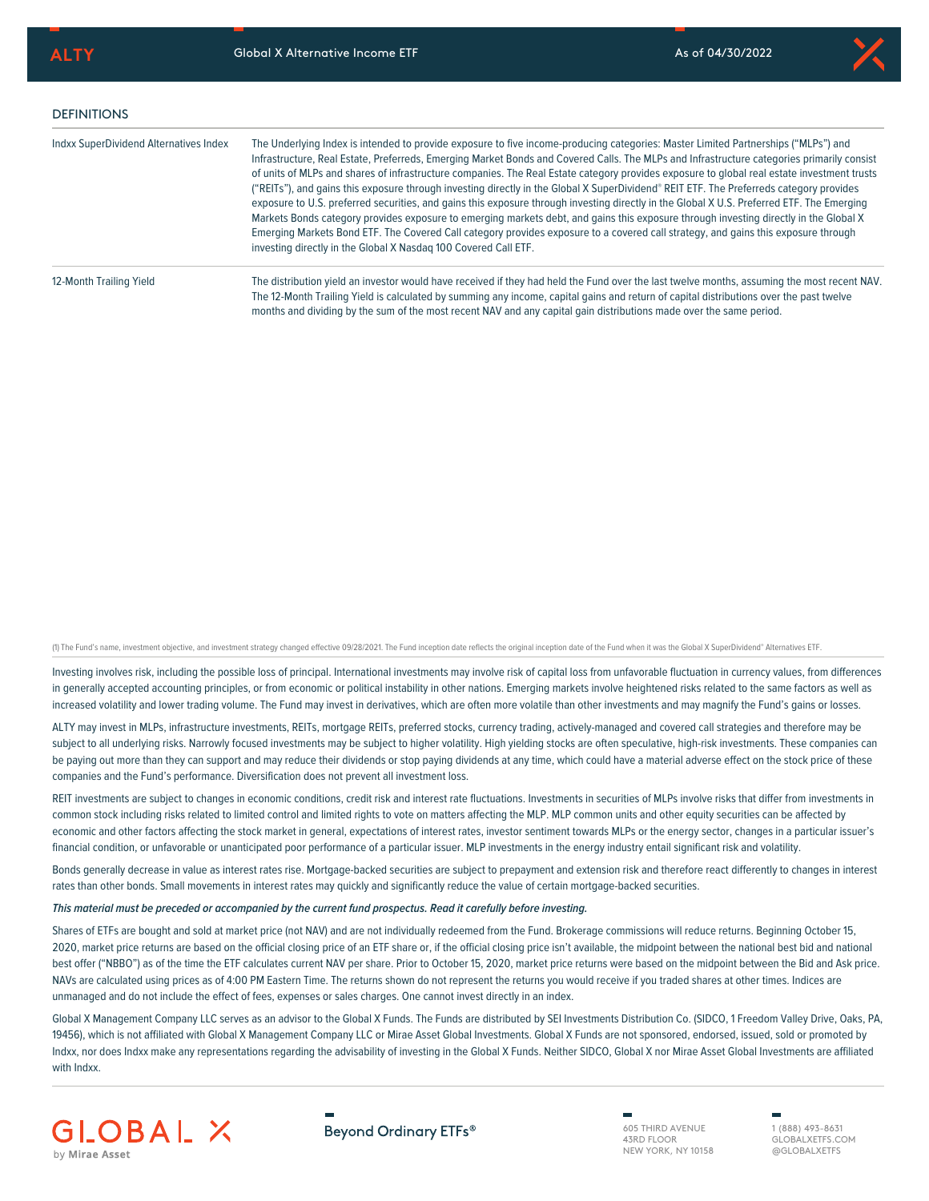## DEFINITIONS

| | |
|---|---|
| Indxx SuperDividend Alternatives Index | The Underlying Index is intended to provide exposure to five income-producing categories: Master Limited Partnerships ("MLPs") and Infrastructure, Real Estate, Preferreds, Emerging Market Bonds and Covered Calls. The MLPs and Infrastructure categories primarily consist of units of MLPs and shares of infrastructure companies. The Real Estate category provides exposure to global real estate investment trusts ("REITs"), and gains this exposure through investing directly in the Global X SuperDividend® REIT ETF. The Preferreds category provides exposure to U.S. preferred securities, and gains this exposure through investing directly in the Global X U.S. Preferred ETF. The Emerging Markets Bonds category provides exposure to emerging markets debt, and gains this exposure through investing directly in the Global X Emerging Markets Bond ETF. The Covered Call category provides exposure to a covered call strategy, and gains this exposure through investing directly in the Global X Nasdaq 100 Covered Call ETF. |
| 12-Month Trailing Yield | The distribution yield an investor would have received if they had held the Fund over the last twelve months, assuming the most recent NAV. The 12-Month Trailing Yield is calculated by summing any income, capital gains and return of capital distributions over the past twelve months and dividing by the sum of the most recent NAV and any capital gain distributions made over the same period. |

(1) The Fund's name, investment objective, and investment strategy changed effective 09/28/2021. The Fund inception date reflects the original inception date of the Fund when it was the Global X SuperDividend® Alternatives ETF.

Investing involves risk, including the possible loss of principal. International investments may involve risk of capital loss from unfavorable fluctuation in currency values, from differences in generally accepted accounting principles, or from economic or political instability in other nations. Emerging markets involve heightened risks related to the same factors as well as increased volatility and lower trading volume. The Fund may invest in derivatives, which are often more volatile than other investments and may magnify the Fund's gains or losses.

ALTY may invest in MLPs, infrastructure investments, REITs, mortgage REITs, preferred stocks, currency trading, actively-managed and covered call strategies and therefore may be subject to all underlying risks. Narrowly focused investments may be subject to higher volatility. High yielding stocks are often speculative, high-risk investments. These companies can be paying out more than they can support and may reduce their dividends or stop paying dividends at any time, which could have a material adverse effect on the stock price of these companies and the Fund's performance. Diversification does not prevent all investment loss.

REIT investments are subject to changes in economic conditions, credit risk and interest rate fluctuations. Investments in securities of MLPs involve risks that differ from investments in common stock including risks related to limited control and limited rights to vote on matters affecting the MLP. MLP common units and other equity securities can be affected by economic and other factors affecting the stock market in general, expectations of interest rates, investor sentiment towards MLPs or the energy sector, changes in a particular issuer's financial condition, or unfavorable or unanticipated poor performance of a particular issuer. MLP investments in the energy industry entail significant risk and volatility.

Bonds generally decrease in value as interest rates rise. Mortgage-backed securities are subject to prepayment and extension risk and therefore react differently to changes in interest rates than other bonds. Small movements in interest rates may quickly and significantly reduce the value of certain mortgage-backed securities.

***This material must be preceded or accompanied by the current fund prospectus. Read it carefully before investing.***

Shares of ETFs are bought and sold at market price (not NAV) and are not individually redeemed from the Fund. Brokerage commissions will reduce returns. Beginning October 15, 2020, market price returns are based on the official closing price of an ETF share or, if the official closing price isn't available, the midpoint between the national best bid and national best offer ("NBBO") as of the time the ETF calculates current NAV per share. Prior to October 15, 2020, market price returns were based on the midpoint between the Bid and Ask price. NAVs are calculated using prices as of 4:00 PM Eastern Time. The returns shown do not represent the returns you would receive if you traded shares at other times. Indices are unmanaged and do not include the effect of fees, expenses or sales charges. One cannot invest directly in an index.

Global X Management Company LLC serves as an advisor to the Global X Funds. The Funds are distributed by SEI Investments Distribution Co. (SIDCO, 1 Freedom Valley Drive, Oaks, PA, 19456), which is not affiliated with Global X Management Company LLC or Mirae Asset Global Investments. Global X Funds are not sponsored, endorsed, issued, sold or promoted by Indxx, nor does Indxx make any representations regarding the advisability of investing in the Global X Funds. Neither SIDCO, Global X nor Mirae Asset Global Investments are affiliated with Indxx.

GLOBAL X by Mirae Asset

Beyond Ordinary ETFs®

605 THIRD AVENUE
43RD FLOOR
NEW YORK, NY 10158

1 (888) 493-8631
GLOBALXETFS.COM
@GLOBALXETFS